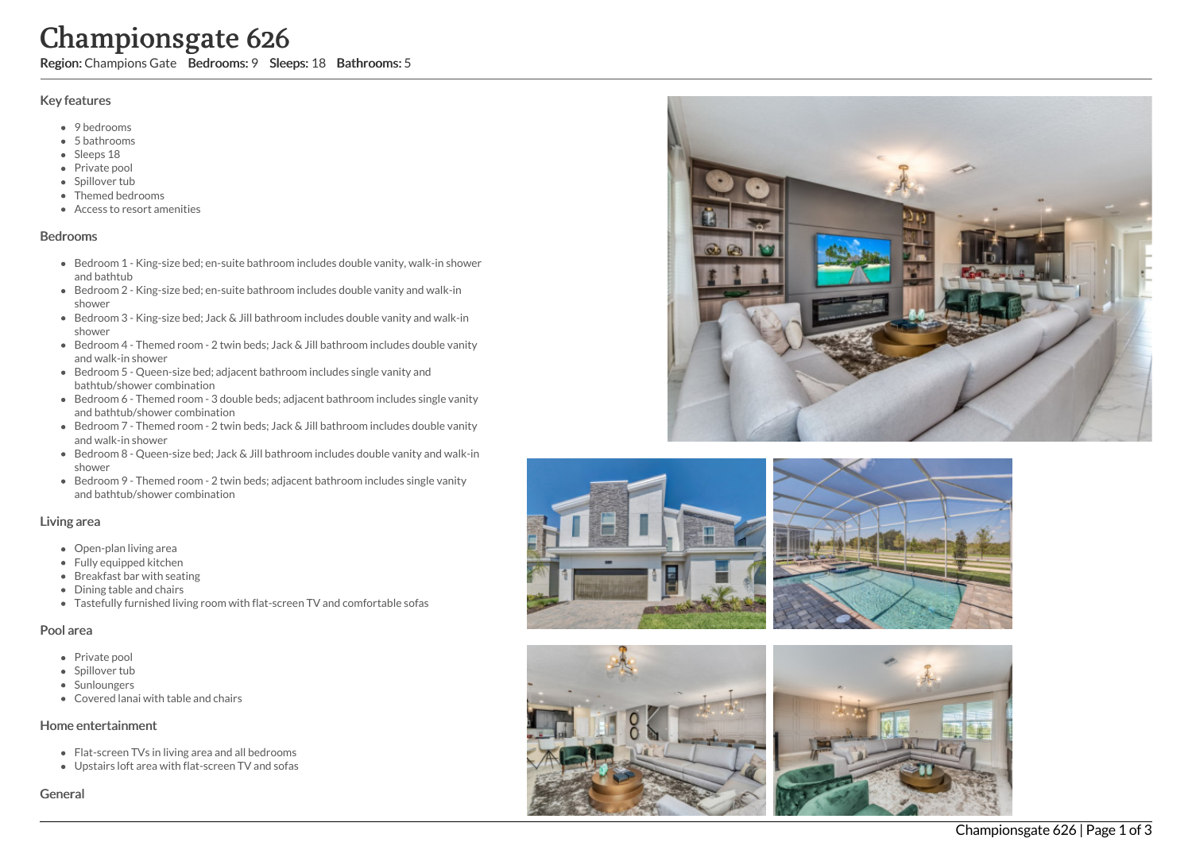# Championsgate 626

**Region:** Champions Gate **Bedrooms:** 9 **Sleeps:** 18 **Bathrooms:** 5

## Key features

- 9 bedrooms
- 5 bathrooms
- Sleeps 18
- Private pool
- Spillover tub
- Themed bedrooms
- Access to resort amenities

## Bedrooms

- Bedroom 1 - King-size bed; en-suite bathroom includes double vanity, walk-in shower and bathtub
- Bedroom 2 - King-size bed; en-suite bathroom includes double vanity and walk-in shower
- Bedroom 3 - King-size bed; Jack & Jill bathroom includes double vanity and walk-in shower
- Bedroom 4 - Themed room - 2 twin beds; Jack & Jill bathroom includes double vanity and walk-in shower
- Bedroom 5 - Queen-size bed; adjacent bathroom includes single vanity and bathtub/shower combination
- Bedroom 6 - Themed room - 3 double beds; adjacent bathroom includes single vanity and bathtub/shower combination
- Bedroom 7 - Themed room - 2 twin beds; Jack & Jill bathroom includes double vanity and walk-in shower
- Bedroom 8 - Queen-size bed; Jack & Jill bathroom includes double vanity and walk-in shower
- Bedroom 9 - Themed room - 2 twin beds; adjacent bathroom includes single vanity and bathtub/shower combination

## Living area

- Open-plan living area
- Fully equipped kitchen
- Breakfast bar with seating
- Dining table and chairs
- Tastefully furnished living room with flat-screen TV and comfortable sofas

## Pool area

- Private pool
- Spillover tub
- Sunloungers
- Covered lanai with table and chairs

## Home entertainment

- Flat-screen TVs in living area and all bedrooms
- Upstairs loft area with flat-screen TV and sofas

## General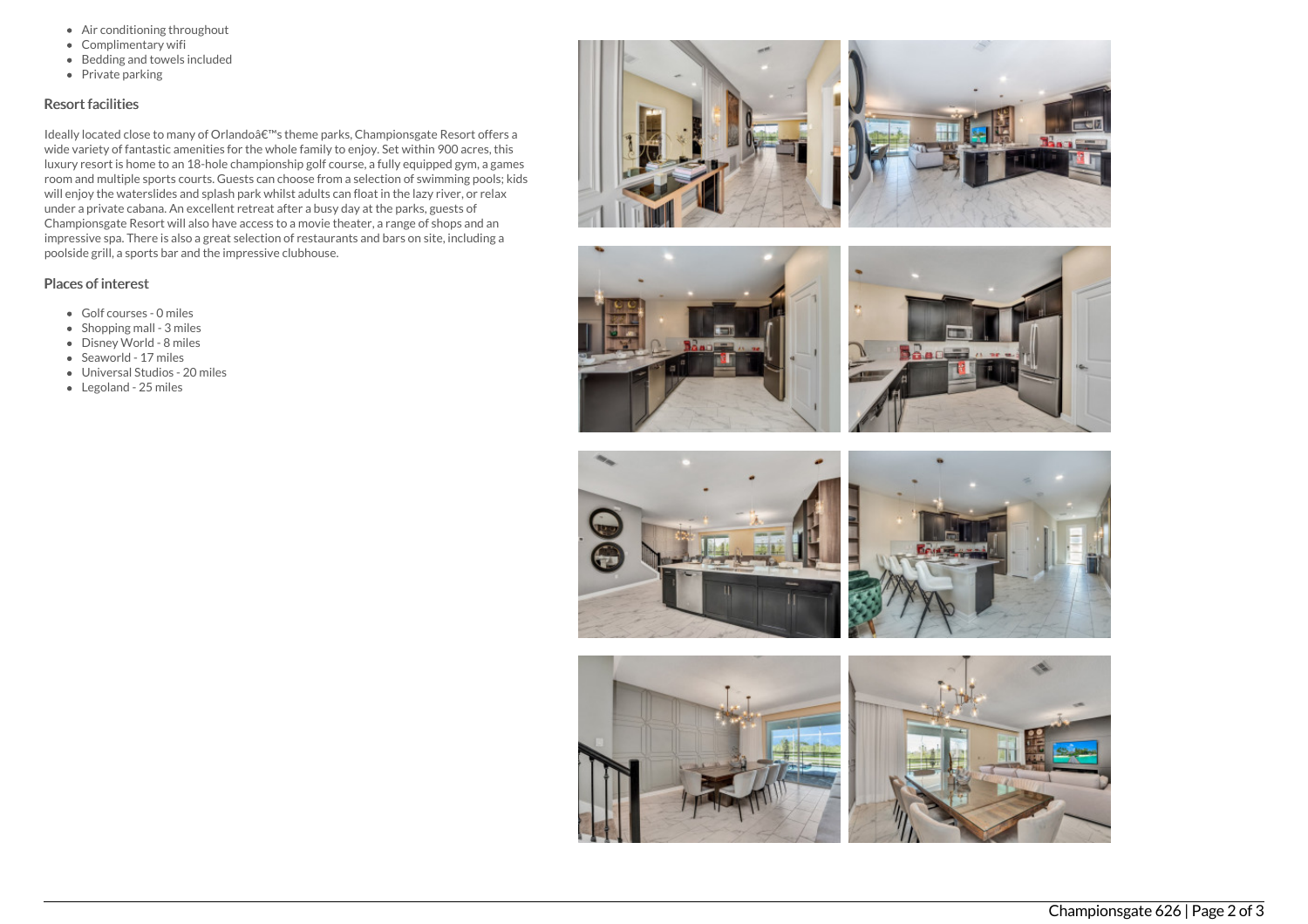- Air conditioning throughout
- Complimentary wifi
- Bedding and towels included
- Private parking

## Resort facilities

Ideally located close to many of Orlandoâ€™s theme parks, Championsgate Resort offers a wide variety of fantastic amenities for the whole family to enjoy. Set within 900 acres, this luxury resort is home to an 18-hole championship golf course, a fully equipped gym, a games room and multiple sports courts. Guests can choose from a selection of swimming pools; kids will enjoy the waterslides and splash park whilst adults can float in the lazy river, or relax under a private cabana. An excellent retreat after a busy day at the parks, guests of Championsgate Resort will also have access to a movie theater, a range of shops and an impressive spa. There is also a great selection of restaurants and bars on site, including a poolside grill, a sports bar and the impressive clubhouse.

## Places of interest

- Golf courses - 0 miles
- Shopping mall - 3 miles
- Disney World - 8 miles
- Seaworld - 17 miles
- Universal Studios - 20 miles
- Legoland - 25 miles